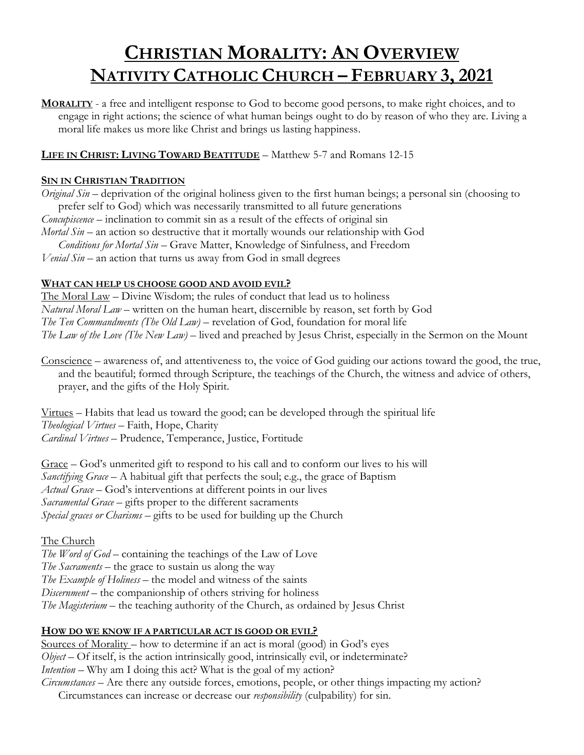# Christian Morality: An Overview
# Nativity Catholic Church – February 3, 2021

**Morality** - a free and intelligent response to God to become good persons, to make right choices, and to engage in right actions; the science of what human beings ought to do by reason of who they are. Living a moral life makes us more like Christ and brings us lasting happiness.

**Life in Christ: Living Toward Beatitude** – Matthew 5-7 and Romans 12-15

**Sin in Christian Tradition**

*Original Sin* – deprivation of the original holiness given to the first human beings; a personal sin (choosing to prefer self to God) which was necessarily transmitted to all future generations
*Concupiscence* – inclination to commit sin as a result of the effects of original sin
*Mortal Sin* – an action so destructive that it mortally wounds our relationship with God
*Conditions for Mortal Sin* – Grave Matter, Knowledge of Sinfulness, and Freedom
*Venial Sin* – an action that turns us away from God in small degrees

**What can help us choose good and avoid evil?**

The Moral Law – Divine Wisdom; the rules of conduct that lead us to holiness
*Natural Moral Law* – written on the human heart, discernible by reason, set forth by God
*The Ten Commandments (The Old Law)* – revelation of God, foundation for moral life
*The Law of the Love (The New Law)* – lived and preached by Jesus Christ, especially in the Sermon on the Mount

Conscience – awareness of, and attentiveness to, the voice of God guiding our actions toward the good, the true, and the beautiful; formed through Scripture, the teachings of the Church, the witness and advice of others, prayer, and the gifts of the Holy Spirit.

Virtues – Habits that lead us toward the good; can be developed through the spiritual life
*Theological Virtues* – Faith, Hope, Charity
*Cardinal Virtues* – Prudence, Temperance, Justice, Fortitude

Grace – God's unmerited gift to respond to his call and to conform our lives to his will
*Sanctifying Grace* – A habitual gift that perfects the soul; e.g., the grace of Baptism
*Actual Grace* – God's interventions at different points in our lives
*Sacramental Grace* – gifts proper to the different sacraments
*Special graces or Charisms* – gifts to be used for building up the Church

The Church
*The Word of God* – containing the teachings of the Law of Love
*The Sacraments* – the grace to sustain us along the way
*The Example of Holiness* – the model and witness of the saints
*Discernment* – the companionship of others striving for holiness
*The Magisterium* – the teaching authority of the Church, as ordained by Jesus Christ

**How do we know if a particular act is good or evil?**

Sources of Morality – how to determine if an act is moral (good) in God's eyes
*Object* – Of itself, is the action intrinsically good, intrinsically evil, or indeterminate?
*Intention* – Why am I doing this act? What is the goal of my action?
*Circumstances* – Are there any outside forces, emotions, people, or other things impacting my action? Circumstances can increase or decrease our *responsibility* (culpability) for sin.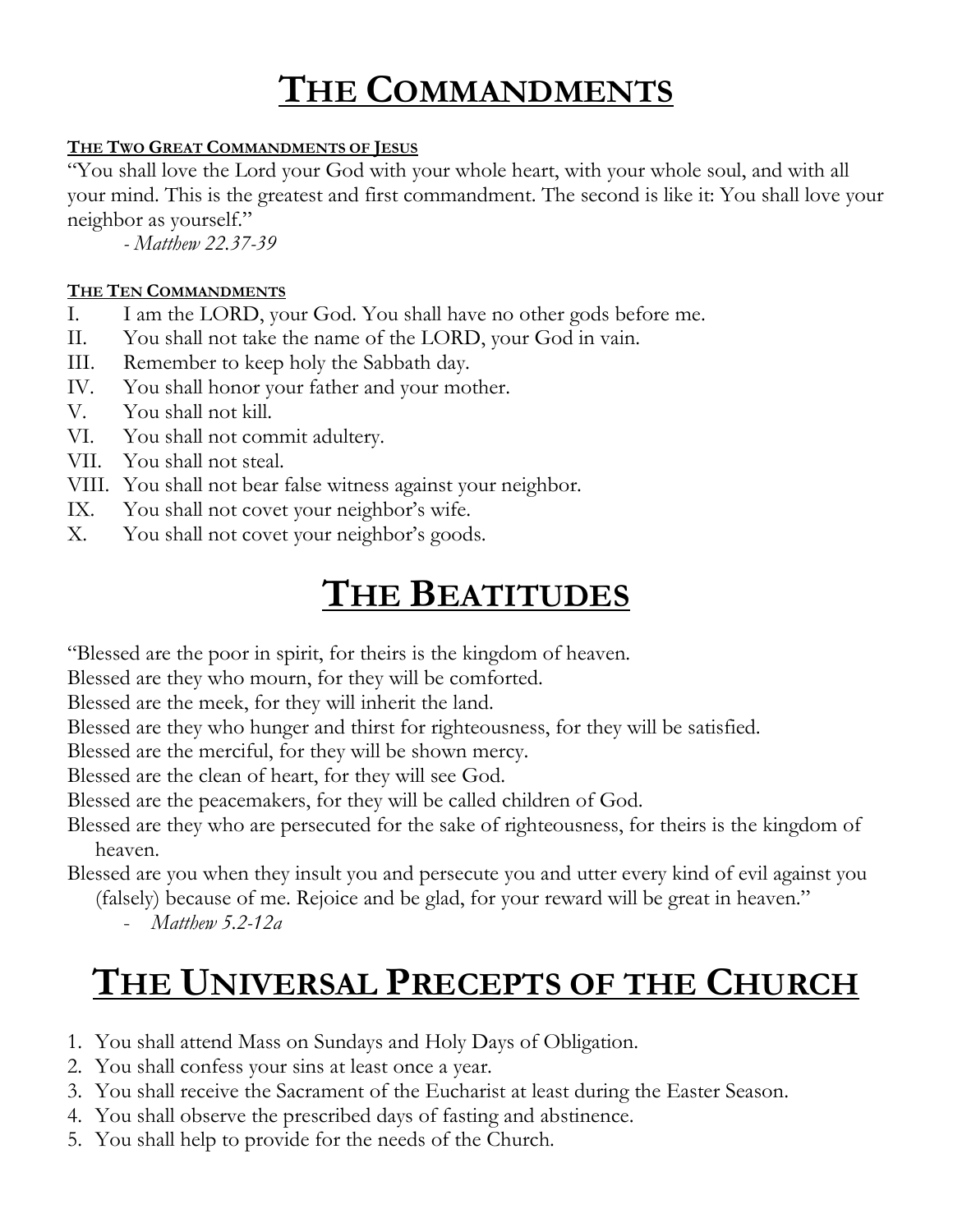# THE COMMANDMENTS

**THE TWO GREAT COMMANDMENTS OF JESUS**

"You shall love the Lord your God with your whole heart, with your whole soul, and with all your mind. This is the greatest and first commandment. The second is like it: You shall love your neighbor as yourself."

*- Matthew 22.37-39*

**THE TEN COMMANDMENTS**

I. I am the LORD, your God. You shall have no other gods before me.
II. You shall not take the name of the LORD, your God in vain.
III. Remember to keep holy the Sabbath day.
IV. You shall honor your father and your mother.
V. You shall not kill.
VI. You shall not commit adultery.
VII. You shall not steal.
VIII. You shall not bear false witness against your neighbor.
IX. You shall not covet your neighbor's wife.
X. You shall not covet your neighbor's goods.

# THE BEATITUDES

"Blessed are the poor in spirit, for theirs is the kingdom of heaven.
Blessed are they who mourn, for they will be comforted.
Blessed are the meek, for they will inherit the land.
Blessed are they who hunger and thirst for righteousness, for they will be satisfied.
Blessed are the merciful, for they will be shown mercy.
Blessed are the clean of heart, for they will see God.
Blessed are the peacemakers, for they will be called children of God.
Blessed are they who are persecuted for the sake of righteousness, for theirs is the kingdom of heaven.
Blessed are you when they insult you and persecute you and utter every kind of evil against you (falsely) because of me. Rejoice and be glad, for your reward will be great in heaven."

- *Matthew 5.2-12a*

# THE UNIVERSAL PRECEPTS OF THE CHURCH

1. You shall attend Mass on Sundays and Holy Days of Obligation.
2. You shall confess your sins at least once a year.
3. You shall receive the Sacrament of the Eucharist at least during the Easter Season.
4. You shall observe the prescribed days of fasting and abstinence.
5. You shall help to provide for the needs of the Church.